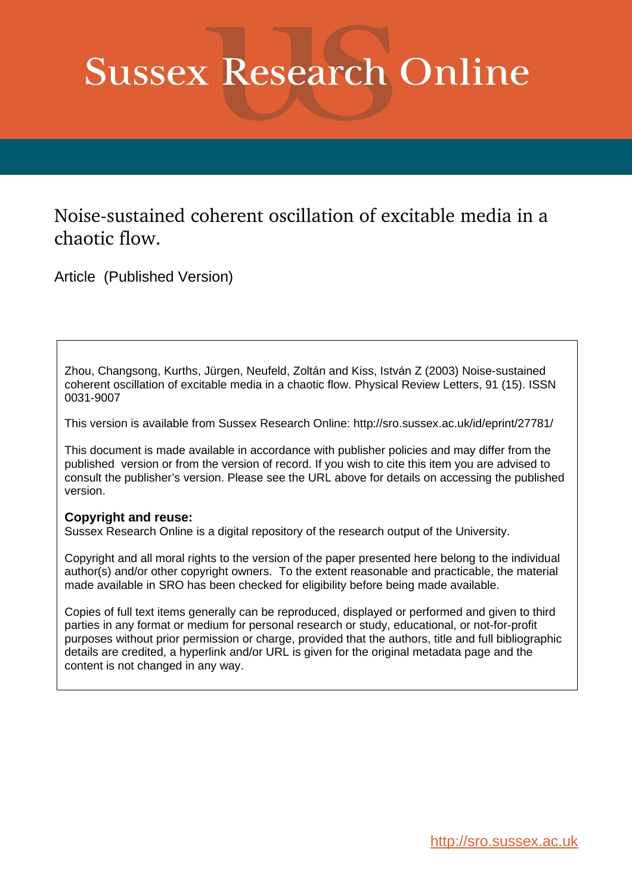# Sussex Research Online

## Noise-sustained coherent oscillation of excitable media in a chaotic flow.

Article (Published Version)

Zhou, Changsong, Kurths, Jürgen, Neufeld, Zoltán and Kiss, István Z (2003) Noise-sustained coherent oscillation of excitable media in a chaotic flow. Physical Review Letters, 91 (15). ISSN 0031-9007

This version is available from Sussex Research Online: http://sro.sussex.ac.uk/id/eprint/27781/

This document is made available in accordance with publisher policies and may differ from the published version or from the version of record. If you wish to cite this item you are advised to consult the publisher's version. Please see the URL above for details on accessing the published version.

**Copyright and reuse:**
Sussex Research Online is a digital repository of the research output of the University.

Copyright and all moral rights to the version of the paper presented here belong to the individual author(s) and/or other copyright owners. To the extent reasonable and practicable, the material made available in SRO has been checked for eligibility before being made available.

Copies of full text items generally can be reproduced, displayed or performed and given to third parties in any format or medium for personal research or study, educational, or not-for-profit purposes without prior permission or charge, provided that the authors, title and full bibliographic details are credited, a hyperlink and/or URL is given for the original metadata page and the content is not changed in any way.

http://sro.sussex.ac.uk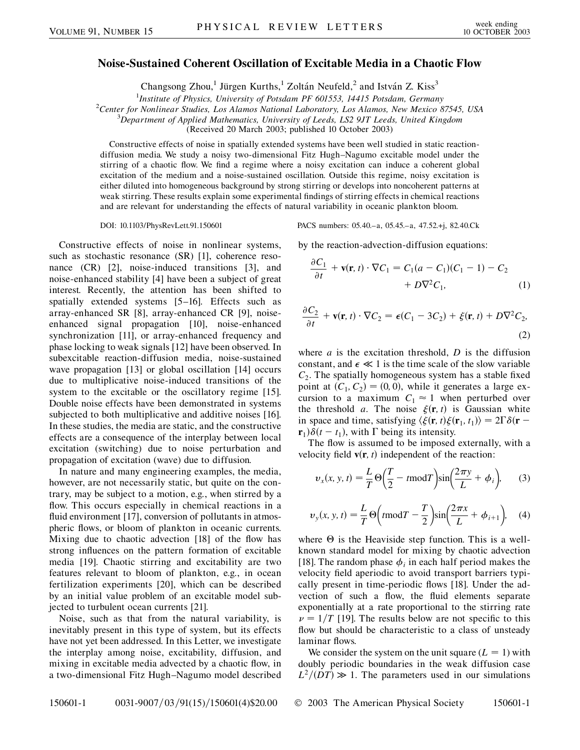# Noise-Sustained Coherent Oscillation of Excitable Media in a Chaotic Flow

Changsong Zhou,[1] Jürgen Kurths,[1] Zoltán Neufeld,[2] and István Z. Kiss[3]

[1]*Institute of Physics, University of Potsdam PF 601553, 14415 Potsdam, Germany*
[2]*Center for Nonlinear Studies, Los Alamos National Laboratory, Los Alamos, New Mexico 87545, USA*
[3]*Department of Applied Mathematics, University of Leeds, LS2 9JT Leeds, United Kingdom*
(Received 20 March 2003; published 10 October 2003)

Constructive effects of noise in spatially extended systems have been well studied in static reaction-diffusion media. We study a noisy two-dimensional Fitz Hugh–Nagumo excitable model under the stirring of a chaotic flow. We find a regime where a noisy excitation can induce a coherent global excitation of the medium and a noise-sustained oscillation. Outside this regime, noisy excitation is either diluted into homogeneous background by strong stirring or develops into noncoherent patterns at weak stirring. These results explain some experimental findings of stirring effects in chemical reactions and are relevant for understanding the effects of natural variability in oceanic plankton bloom.

DOI: 10.1103/PhysRevLett.91.150601 PACS numbers: 05.40.–a, 05.45.–a, 47.52.+j, 82.40.Ck

Constructive effects of noise in nonlinear systems, such as stochastic resonance (SR) [1], coherence resonance (CR) [2], noise-induced transitions [3], and noise-enhanced stability [4] have been a subject of great interest. Recently, the attention has been shifted to spatially extended systems [5–16]. Effects such as array-enhanced SR [8], array-enhanced CR [9], noise-enhanced signal propagation [10], noise-enhanced synchronization [11], or array-enhanced frequency and phase locking to weak signals [12] have been observed. In subexcitable reaction-diffusion media, noise-sustained wave propagation [13] or global oscillation [14] occurs due to multiplicative noise-induced transitions of the system to the excitable or the oscillatory regime [15]. Double noise effects have been demonstrated in systems subjected to both multiplicative and additive noises [16]. In these studies, the media are static, and the constructive effects are a consequence of the interplay between local excitation (switching) due to noise perturbation and propagation of excitation (wave) due to diffusion.

In nature and many engineering examples, the media, however, are not necessarily static, but quite on the contrary, may be subject to a motion, e.g., when stirred by a flow. This occurs especially in chemical reactions in a fluid environment [17], conversion of pollutants in atmospheric flows, or bloom of plankton in oceanic currents. Mixing due to chaotic advection [18] of the flow has strong influences on the pattern formation of excitable media [19]. Chaotic stirring and excitability are two features relevant to bloom of plankton, e.g., in ocean fertilization experiments [20], which can be described by an initial value problem of an excitable model subjected to turbulent ocean currents [21].

Noise, such as that from the natural variability, is inevitably present in this type of system, but its effects have not yet been addressed. In this Letter, we investigate the interplay among noise, excitability, diffusion, and mixing in excitable media advected by a chaotic flow, in a two-dimensional Fitz Hugh–Nagumo model described by the reaction-advection-diffusion equations:

$$\frac{\partial C_1}{\partial t} + \mathbf{v}(\mathbf{r}, t) \cdot \nabla C_1 = C_1(a - C_1)(C_1 - 1) - C_2 + D\nabla^2 C_1, \tag{1}$$

$$\frac{\partial C_2}{\partial t} + \mathbf{v}(\mathbf{r}, t) \cdot \nabla C_2 = \epsilon(C_1 - 3C_2) + \xi(\mathbf{r}, t) + D\nabla^2 C_2, \tag{2}$$

where $a$ is the excitation threshold, $D$ is the diffusion constant, and $\epsilon \ll 1$ is the time scale of the slow variable $C_2$. The spatially homogeneous system has a stable fixed point at $(C_1, C_2) = (0, 0)$, while it generates a large excursion to a maximum $C_1 \approx 1$ when perturbed over the threshold $a$. The noise $\xi(\mathbf{r}, t)$ is Gaussian white in space and time, satisfying $\langle \xi(\mathbf{r}, t)\xi(\mathbf{r}_1, t_1)\rangle = 2\Gamma\delta(\mathbf{r} - \mathbf{r}_1)\delta(t - t_1)$, with $\Gamma$ being its intensity.

The flow is assumed to be imposed externally, with a velocity field $\mathbf{v}(\mathbf{r}, t)$ independent of the reaction:

$$v_x(x, y, t) = \frac{L}{T}\Theta\left(\frac{T}{2} - t \bmod T\right)\sin\left(\frac{2\pi y}{L} + \phi_i\right), \tag{3}$$

$$v_y(x, y, t) = \frac{L}{T}\Theta\left(t \bmod T - \frac{T}{2}\right)\sin\left(\frac{2\pi x}{L} + \phi_{i+1}\right), \tag{4}$$

where $\Theta$ is the Heaviside step function. This is a well-known standard model for mixing by chaotic advection [18]. The random phase $\phi_i$ in each half period makes the velocity field aperiodic to avoid transport barriers typically present in time-periodic flows [18]. Under the advection of such a flow, the fluid elements separate exponentially at a rate proportional to the stirring rate $\nu = 1/T$ [19]. The results below are not specific to this flow but should be characteristic to a class of unsteady laminar flows.

We consider the system on the unit square ($L = 1$) with doubly periodic boundaries in the weak diffusion case $L^2/(DT) \gg 1$. The parameters used in our simulations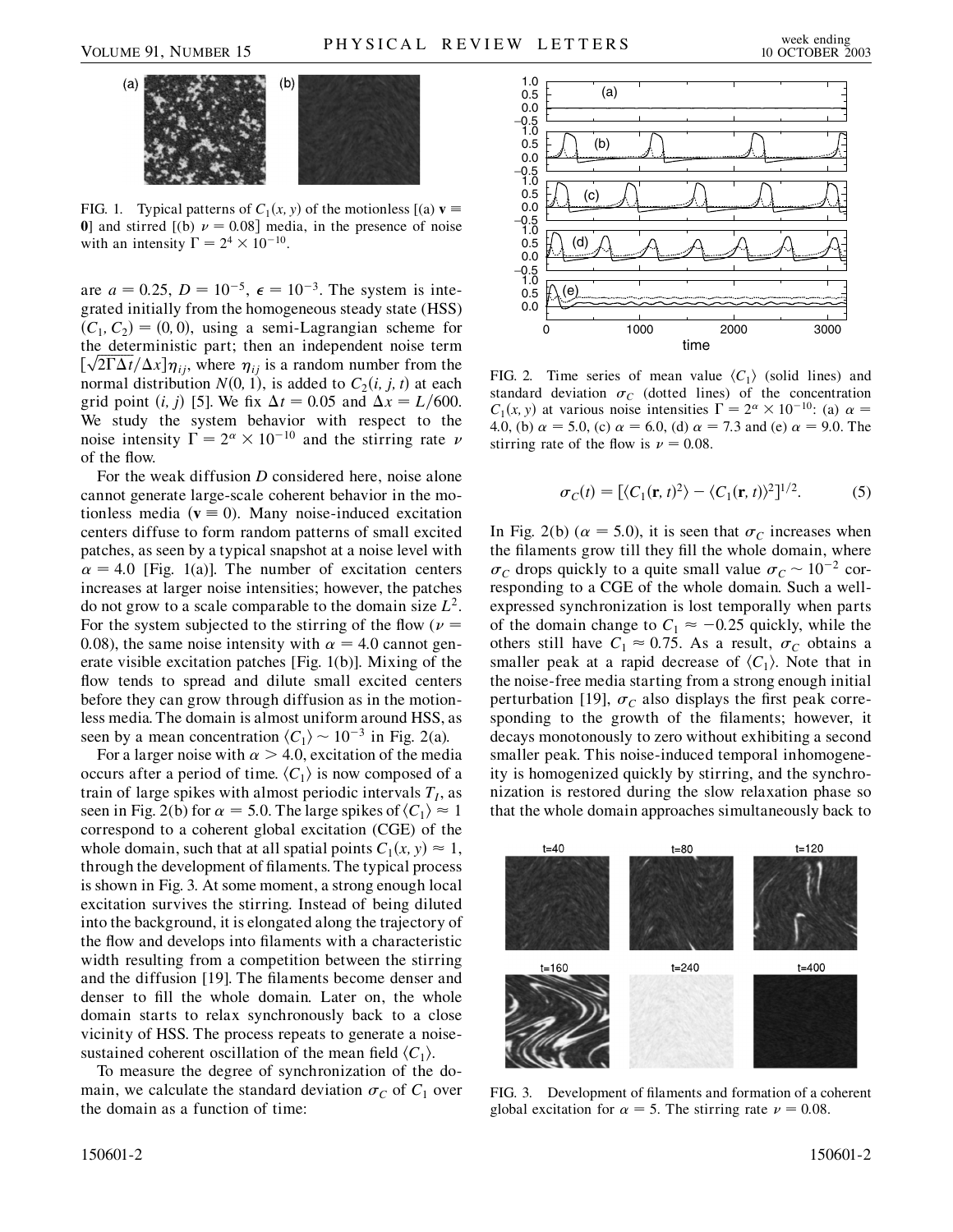FIG. 1. Typical patterns of $C_1(x, y)$ of the motionless [(a) $\mathbf{v} \equiv \mathbf{0}$] and stirred [(b) $\nu = 0.08$] media, in the presence of noise with an intensity $\Gamma = 2^4 \times 10^{-10}$.

are $a = 0.25$, $D = 10^{-5}$, $\epsilon = 10^{-3}$. The system is integrated initially from the homogeneous steady state (HSS) $(C_1, C_2) = (0, 0)$, using a semi-Lagrangian scheme for the deterministic part; then an independent noise term $[\sqrt{2\Gamma\Delta t}/\Delta x]\eta_{ij}$, where $\eta_{ij}$ is a random number from the normal distribution $N(0, 1)$, is added to $C_2(i, j, t)$ at each grid point $(i, j)$ [5]. We fix $\Delta t = 0.05$ and $\Delta x = L/600$. We study the system behavior with respect to the noise intensity $\Gamma = 2^\alpha \times 10^{-10}$ and the stirring rate $\nu$ of the flow.

For the weak diffusion $D$ considered here, noise alone cannot generate large-scale coherent behavior in the motionless media ($\mathbf{v} \equiv 0$). Many noise-induced excitation centers diffuse to form random patterns of small excited patches, as seen by a typical snapshot at a noise level with $\alpha = 4.0$ [Fig. 1(a)]. The number of excitation centers increases at larger noise intensities; however, the patches do not grow to a scale comparable to the domain size $L^2$. For the system subjected to the stirring of the flow ($\nu = 0.08$), the same noise intensity with $\alpha = 4.0$ cannot generate visible excitation patches [Fig. 1(b)]. Mixing of the flow tends to spread and dilute small excited centers before they can grow through diffusion as in the motionless media. The domain is almost uniform around HSS, as seen by a mean concentration $\langle C_1 \rangle \sim 10^{-3}$ in Fig. 2(a).

For a larger noise with $\alpha > 4.0$, excitation of the media occurs after a period of time. $\langle C_1 \rangle$ is now composed of a train of large spikes with almost periodic intervals $T_I$, as seen in Fig. 2(b) for $\alpha = 5.0$. The large spikes of $\langle C_1 \rangle \approx 1$ correspond to a coherent global excitation (CGE) of the whole domain, such that at all spatial points $C_1(x, y) \approx 1$, through the development of filaments. The typical process is shown in Fig. 3. At some moment, a strong enough local excitation survives the stirring. Instead of being diluted into the background, it is elongated along the trajectory of the flow and develops into filaments with a characteristic width resulting from a competition between the stirring and the diffusion [19]. The filaments become denser and denser to fill the whole domain. Later on, the whole domain starts to relax synchronously back to a close vicinity of HSS. The process repeats to generate a noise-sustained coherent oscillation of the mean field $\langle C_1 \rangle$.

To measure the degree of synchronization of the domain, we calculate the standard deviation $\sigma_C$ of $C_1$ over the domain as a function of time:

FIG. 2. Time series of mean value $\langle C_1 \rangle$ (solid lines) and standard deviation $\sigma_C$ (dotted lines) of the concentration $C_1(x, y)$ at various noise intensities $\Gamma = 2^\alpha \times 10^{-10}$: (a) $\alpha = 4.0$, (b) $\alpha = 5.0$, (c) $\alpha = 6.0$, (d) $\alpha = 7.3$ and (e) $\alpha = 9.0$. The stirring rate of the flow is $\nu = 0.08$.

$$\sigma_C(t) = [\langle C_1(\mathbf{r}, t)^2 \rangle - \langle C_1(\mathbf{r}, t) \rangle^2]^{1/2}. \tag{5}$$

In Fig. 2(b) ($\alpha = 5.0$), it is seen that $\sigma_C$ increases when the filaments grow till they fill the whole domain, where $\sigma_C$ drops quickly to a quite small value $\sigma_C \sim 10^{-2}$ corresponding to a CGE of the whole domain. Such a well-expressed synchronization is lost temporally when parts of the domain change to $C_1 \approx -0.25$ quickly, while the others still have $C_1 \approx 0.75$. As a result, $\sigma_C$ obtains a smaller peak at a rapid decrease of $\langle C_1 \rangle$. Note that in the noise-free media starting from a strong enough initial perturbation [19], $\sigma_C$ also displays the first peak corresponding to the growth of the filaments; however, it decays monotonously to zero without exhibiting a second smaller peak. This noise-induced temporal inhomogeneity is homogenized quickly by stirring, and the synchronization is restored during the slow relaxation phase so that the whole domain approaches simultaneously back to

FIG. 3. Development of filaments and formation of a coherent global excitation for $\alpha = 5$. The stirring rate $\nu = 0.08$.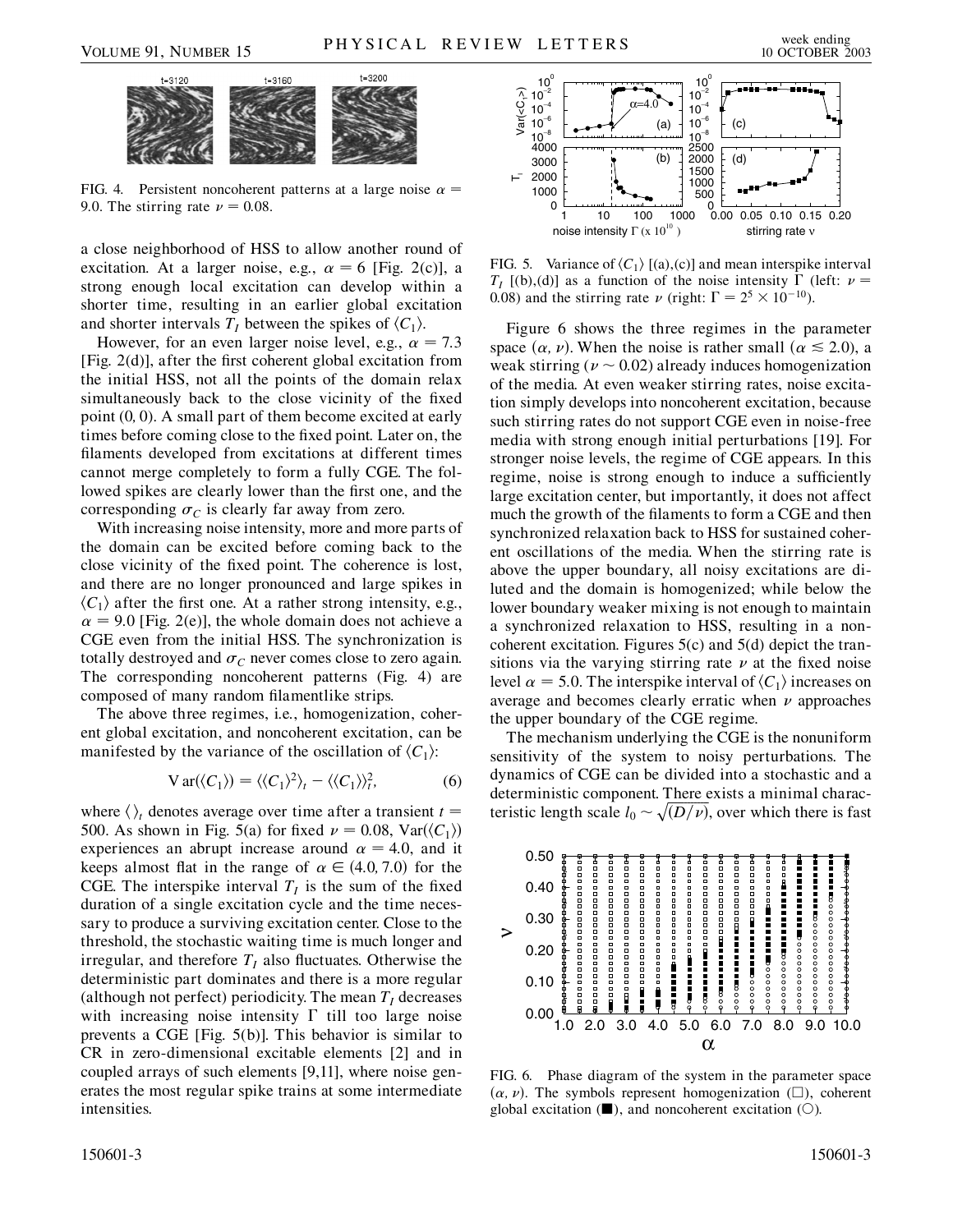FIG. 4. Persistent noncoherent patterns at a large noise $\alpha = 9.0$. The stirring rate $\nu = 0.08$.

a close neighborhood of HSS to allow another round of excitation. At a larger noise, e.g., $\alpha = 6$ [Fig. 2(c)], a strong enough local excitation can develop within a shorter time, resulting in an earlier global excitation and shorter intervals $T_I$ between the spikes of $\langle C_1 \rangle$.

However, for an even larger noise level, e.g., $\alpha = 7.3$ [Fig. 2(d)], after the first coherent global excitation from the initial HSS, not all the points of the domain relax simultaneously back to the close vicinity of the fixed point $(0, 0)$. A small part of them become excited at early times before coming close to the fixed point. Later on, the filaments developed from excitations at different times cannot merge completely to form a fully CGE. The followed spikes are clearly lower than the first one, and the corresponding $\sigma_C$ is clearly far away from zero.

With increasing noise intensity, more and more parts of the domain can be excited before coming back to the close vicinity of the fixed point. The coherence is lost, and there are no longer pronounced and large spikes in $\langle C_1 \rangle$ after the first one. At a rather strong intensity, e.g., $\alpha = 9.0$ [Fig. 2(e)], the whole domain does not achieve a CGE even from the initial HSS. The synchronization is totally destroyed and $\sigma_C$ never comes close to zero again. The corresponding noncoherent patterns (Fig. 4) are composed of many random filamentlike strips.

The above three regimes, i.e., homogenization, coherent global excitation, and noncoherent excitation, can be manifested by the variance of the oscillation of $\langle C_1 \rangle$:

$$\mathrm{Var}(\langle C_1 \rangle) = \langle \langle C_1 \rangle^2 \rangle_t - \langle \langle C_1 \rangle \rangle_t^2, \tag{6}$$

where $\langle \rangle_t$ denotes average over time after a transient $t = 500$. As shown in Fig. 5(a) for fixed $\nu = 0.08$, $\mathrm{Var}(\langle C_1 \rangle)$ experiences an abrupt increase around $\alpha = 4.0$, and it keeps almost flat in the range of $\alpha \in (4.0, 7.0)$ for the CGE. The interspike interval $T_I$ is the sum of the fixed duration of a single excitation cycle and the time necessary to produce a surviving excitation center. Close to the threshold, the stochastic waiting time is much longer and irregular, and therefore $T_I$ also fluctuates. Otherwise the deterministic part dominates and there is a more regular (although not perfect) periodicity. The mean $T_I$ decreases with increasing noise intensity $\Gamma$ till too large noise prevents a CGE [Fig. 5(b)]. This behavior is similar to CR in zero-dimensional excitable elements [2] and in coupled arrays of such elements [9,11], where noise generates the most regular spike trains at some intermediate intensities.

FIG. 5. Variance of $\langle C_1 \rangle$ [(a),(c)] and mean interspike interval $T_I$ [(b),(d)] as a function of the noise intensity $\Gamma$ (left: $\nu = 0.08$) and the stirring rate $\nu$ (right: $\Gamma = 2^5 \times 10^{-10}$).

Figure 6 shows the three regimes in the parameter space $(\alpha, \nu)$. When the noise is rather small ($\alpha \lesssim 2.0$), a weak stirring ($\nu \sim 0.02$) already induces homogenization of the media. At even weaker stirring rates, noise excitation simply develops into noncoherent excitation, because such stirring rates do not support CGE even in noise-free media with strong enough initial perturbations [19]. For stronger noise levels, the regime of CGE appears. In this regime, noise is strong enough to induce a sufficiently large excitation center, but importantly, it does not affect much the growth of the filaments to form a CGE and then synchronized relaxation back to HSS for sustained coherent oscillations of the media. When the stirring rate is above the upper boundary, all noisy excitations are diluted and the domain is homogenized; while below the lower boundary weaker mixing is not enough to maintain a synchronized relaxation to HSS, resulting in a noncoherent excitation. Figures 5(c) and 5(d) depict the transitions via the varying stirring rate $\nu$ at the fixed noise level $\alpha = 5.0$. The interspike interval of $\langle C_1 \rangle$ increases on average and becomes clearly erratic when $\nu$ approaches the upper boundary of the CGE regime.

The mechanism underlying the CGE is the nonuniform sensitivity of the system to noisy perturbations. The dynamics of CGE can be divided into a stochastic and a deterministic component. There exists a minimal characteristic length scale $l_0 \sim \sqrt{(D/\nu)}$, over which there is fast

FIG. 6. Phase diagram of the system in the parameter space $(\alpha, \nu)$. The symbols represent homogenization (□), coherent global excitation (■), and noncoherent excitation (○).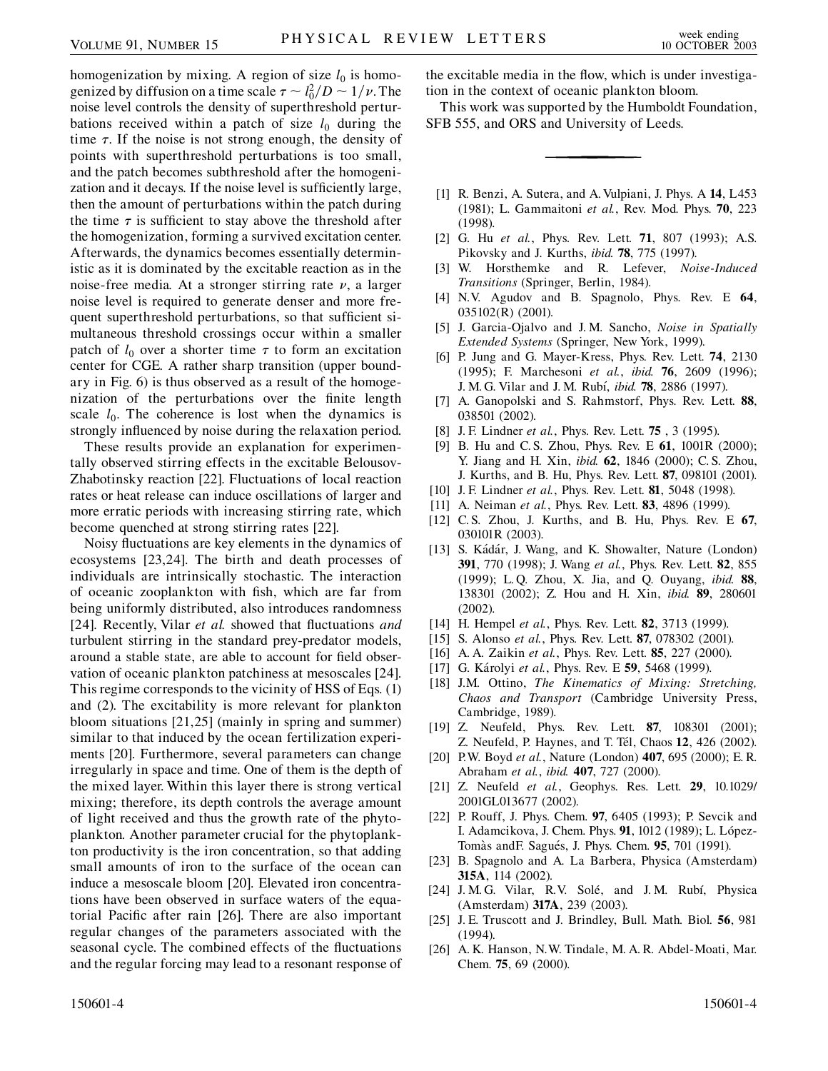homogenization by mixing. A region of size $l_0$ is homogenized by diffusion on a time scale $\tau \sim l_0^2/D \sim 1/\nu$. The noise level controls the density of superthreshold perturbations received within a patch of size $l_0$ during the time $\tau$. If the noise is not strong enough, the density of points with superthreshold perturbations is too small, and the patch becomes subthreshold after the homogenization and it decays. If the noise level is sufficiently large, then the amount of perturbations within the patch during the time $\tau$ is sufficient to stay above the threshold after the homogenization, forming a survived excitation center. Afterwards, the dynamics becomes essentially deterministic as it is dominated by the excitable reaction as in the noise-free media. At a stronger stirring rate $\nu$, a larger noise level is required to generate denser and more frequent superthreshold perturbations, so that sufficient simultaneous threshold crossings occur within a smaller patch of $l_0$ over a shorter time $\tau$ to form an excitation center for CGE. A rather sharp transition (upper boundary in Fig. 6) is thus observed as a result of the homogenization of the perturbations over the finite length scale $l_0$. The coherence is lost when the dynamics is strongly influenced by noise during the relaxation period.

These results provide an explanation for experimentally observed stirring effects in the excitable Belousov-Zhabotinsky reaction [22]. Fluctuations of local reaction rates or heat release can induce oscillations of larger and more erratic periods with increasing stirring rate, which become quenched at strong stirring rates [22].

Noisy fluctuations are key elements in the dynamics of ecosystems [23,24]. The birth and death processes of individuals are intrinsically stochastic. The interaction of oceanic zooplankton with fish, which are far from being uniformly distributed, also introduces randomness [24]. Recently, Vilar *et al.* showed that fluctuations *and* turbulent stirring in the standard prey-predator models, around a stable state, are able to account for field observation of oceanic plankton patchiness at mesoscales [24]. This regime corresponds to the vicinity of HSS of Eqs. (1) and (2). The excitability is more relevant for plankton bloom situations [21,25] (mainly in spring and summer) similar to that induced by the ocean fertilization experiments [20]. Furthermore, several parameters can change irregularly in space and time. One of them is the depth of the mixed layer. Within this layer there is strong vertical mixing; therefore, its depth controls the average amount of light received and thus the growth rate of the phytoplankton. Another parameter crucial for the phytoplankton productivity is the iron concentration, so that adding small amounts of iron to the surface of the ocean can induce a mesoscale bloom [20]. Elevated iron concentrations have been observed in surface waters of the equatorial Pacific after rain [26]. There are also important regular changes of the parameters associated with the seasonal cycle. The combined effects of the fluctuations and the regular forcing may lead to a resonant response of the excitable media in the flow, which is under investigation in the context of oceanic plankton bloom.

This work was supported by the Humboldt Foundation, SFB 555, and ORS and University of Leeds.

---

[1] R. Benzi, A. Sutera, and A. Vulpiani, J. Phys. A **14**, L453 (1981); L. Gammaitoni *et al.*, Rev. Mod. Phys. **70**, 223 (1998).

[2] G. Hu *et al.*, Phys. Rev. Lett. **71**, 807 (1993); A.S. Pikovsky and J. Kurths, *ibid.* **78**, 775 (1997).

[3] W. Horsthemke and R. Lefever, *Noise-Induced Transitions* (Springer, Berlin, 1984).

[4] N.V. Agudov and B. Spagnolo, Phys. Rev. E **64**, 035102(R) (2001).

[5] J. Garcia-Ojalvo and J.M. Sancho, *Noise in Spatially Extended Systems* (Springer, New York, 1999).

[6] P. Jung and G. Mayer-Kress, Phys. Rev. Lett. **74**, 2130 (1995); F. Marchesoni *et al.*, *ibid.* **76**, 2609 (1996); J. M. G. Vilar and J. M. Rubí, *ibid.* **78**, 2886 (1997).

[7] A. Ganopolski and S. Rahmstorf, Phys. Rev. Lett. **88**, 038501 (2002).

[8] J. F. Lindner *et al.*, Phys. Rev. Lett. **75** , 3 (1995).

[9] B. Hu and C. S. Zhou, Phys. Rev. E **61**, 1001R (2000); Y. Jiang and H. Xin, *ibid.* **62**, 1846 (2000); C. S. Zhou, J. Kurths, and B. Hu, Phys. Rev. Lett. **87**, 098101 (2001).

[10] J. F. Lindner *et al.*, Phys. Rev. Lett. **81**, 5048 (1998).

[11] A. Neiman *et al.*, Phys. Rev. Lett. **83**, 4896 (1999).

[12] C. S. Zhou, J. Kurths, and B. Hu, Phys. Rev. E **67**, 030101R (2003).

[13] S. Kádár, J. Wang, and K. Showalter, Nature (London) **391**, 770 (1998); J. Wang *et al.*, Phys. Rev. Lett. **82**, 855 (1999); L. Q. Zhou, X. Jia, and Q. Ouyang, *ibid.* **88**, 138301 (2002); Z. Hou and H. Xin, *ibid.* **89**, 280601 (2002).

[14] H. Hempel *et al.*, Phys. Rev. Lett. **82**, 3713 (1999).

[15] S. Alonso *et al.*, Phys. Rev. Lett. **87**, 078302 (2001).

[16] A. A. Zaikin *et al.*, Phys. Rev. Lett. **85**, 227 (2000).

[17] G. Károlyi *et al.*, Phys. Rev. E **59**, 5468 (1999).

[18] J.M. Ottino, *The Kinematics of Mixing: Stretching, Chaos and Transport* (Cambridge University Press, Cambridge, 1989).

[19] Z. Neufeld, Phys. Rev. Lett. **87**, 108301 (2001); Z. Neufeld, P. Haynes, and T. Tél, Chaos **12**, 426 (2002).

[20] P.W. Boyd *et al.*, Nature (London) **407**, 695 (2000); E. R. Abraham *et al.*, *ibid.* **407**, 727 (2000).

[21] Z. Neufeld *et al.*, Geophys. Res. Lett. **29**, 10.1029/2001GL013677 (2002).

[22] P. Rouff, J. Phys. Chem. **97**, 6405 (1993); P. Sevcik and I. Adamcikova, J. Chem. Phys. **91**, 1012 (1989); L. López-Tomàs andF. Sagués, J. Phys. Chem. **95**, 701 (1991).

[23] B. Spagnolo and A. La Barbera, Physica (Amsterdam) **315A**, 114 (2002).

[24] J. M. G. Vilar, R.V. Solé, and J. M. Rubí, Physica (Amsterdam) **317A**, 239 (2003).

[25] J. E. Truscott and J. Brindley, Bull. Math. Biol. **56**, 981 (1994).

[26] A. K. Hanson, N.W. Tindale, M. A. R. Abdel-Moati, Mar. Chem. **75**, 69 (2000).